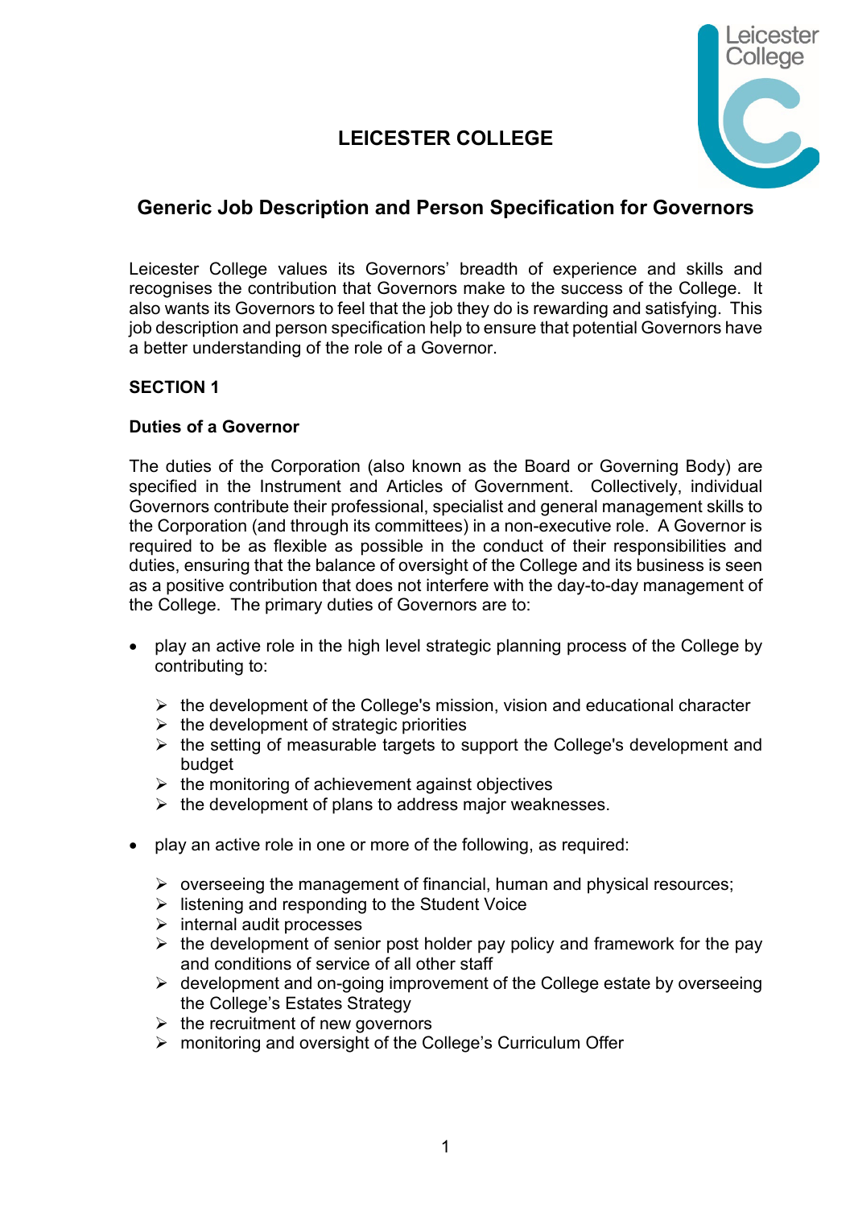# LEICESTER COLLEGE

## Generic Job Description and Person Specification for Governors

Leicester College values its Governors' breadth of experience and skills and recognises the contribution that Governors make to the success of the College. It also wants its Governors to feel that the job they do is rewarding and satisfying. This job description and person specification help to ensure that potential Governors have a better understanding of the role of a Governor.

### SECTION 1

### Duties of a Governor

The duties of the Corporation (also known as the Board or Governing Body) are specified in the Instrument and Articles of Government. Collectively, individual Governors contribute their professional, specialist and general management skills to the Corporation (and through its committees) in a non-executive role. A Governor is required to be as flexible as possible in the conduct of their responsibilities and duties, ensuring that the balance of oversight of the College and its business is seen as a positive contribution that does not interfere with the day-to-day management of the College. The primary duties of Governors are to:

- play an active role in the high level strategic planning process of the College by contributing to:
  - the development of the College's mission, vision and educational character
  - the development of strategic priorities
  - the setting of measurable targets to support the College's development and budget
  - the monitoring of achievement against objectives
  - the development of plans to address major weaknesses.

- play an active role in one or more of the following, as required:
  - overseeing the management of financial, human and physical resources;
  - listening and responding to the Student Voice
  - internal audit processes
  - the development of senior post holder pay policy and framework for the pay and conditions of service of all other staff
  - development and on-going improvement of the College estate by overseeing the College's Estates Strategy
  - the recruitment of new governors
  - monitoring and oversight of the College's Curriculum Offer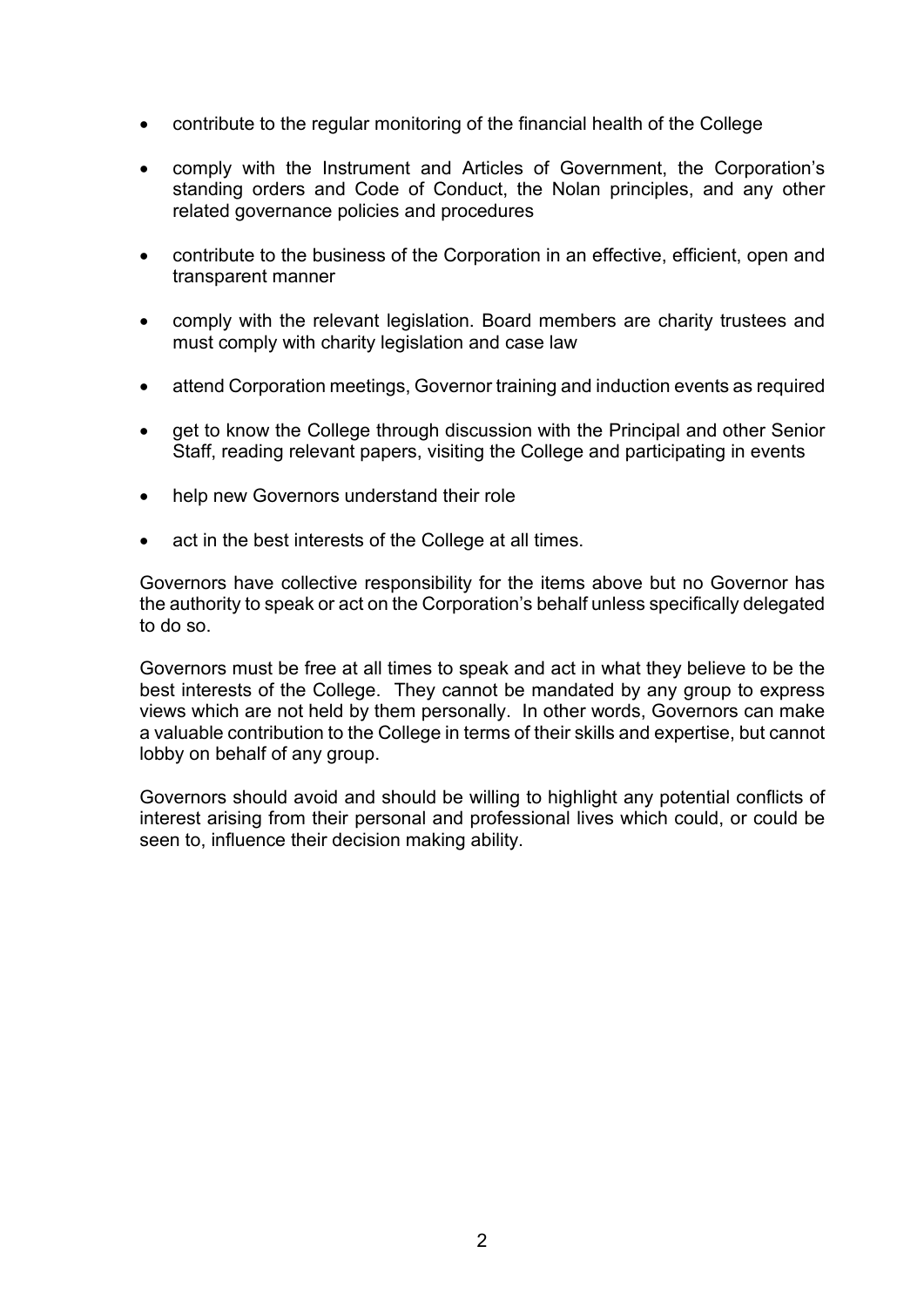- contribute to the regular monitoring of the financial health of the College
- comply with the Instrument and Articles of Government, the Corporation's standing orders and Code of Conduct, the Nolan principles, and any other related governance policies and procedures
- contribute to the business of the Corporation in an effective, efficient, open and transparent manner
- comply with the relevant legislation. Board members are charity trustees and must comply with charity legislation and case law
- attend Corporation meetings, Governor training and induction events as required
- get to know the College through discussion with the Principal and other Senior Staff, reading relevant papers, visiting the College and participating in events
- help new Governors understand their role
- act in the best interests of the College at all times.

Governors have collective responsibility for the items above but no Governor has the authority to speak or act on the Corporation's behalf unless specifically delegated to do so.

Governors must be free at all times to speak and act in what they believe to be the best interests of the College. They cannot be mandated by any group to express views which are not held by them personally. In other words, Governors can make a valuable contribution to the College in terms of their skills and expertise, but cannot lobby on behalf of any group.

Governors should avoid and should be willing to highlight any potential conflicts of interest arising from their personal and professional lives which could, or could be seen to, influence their decision making ability.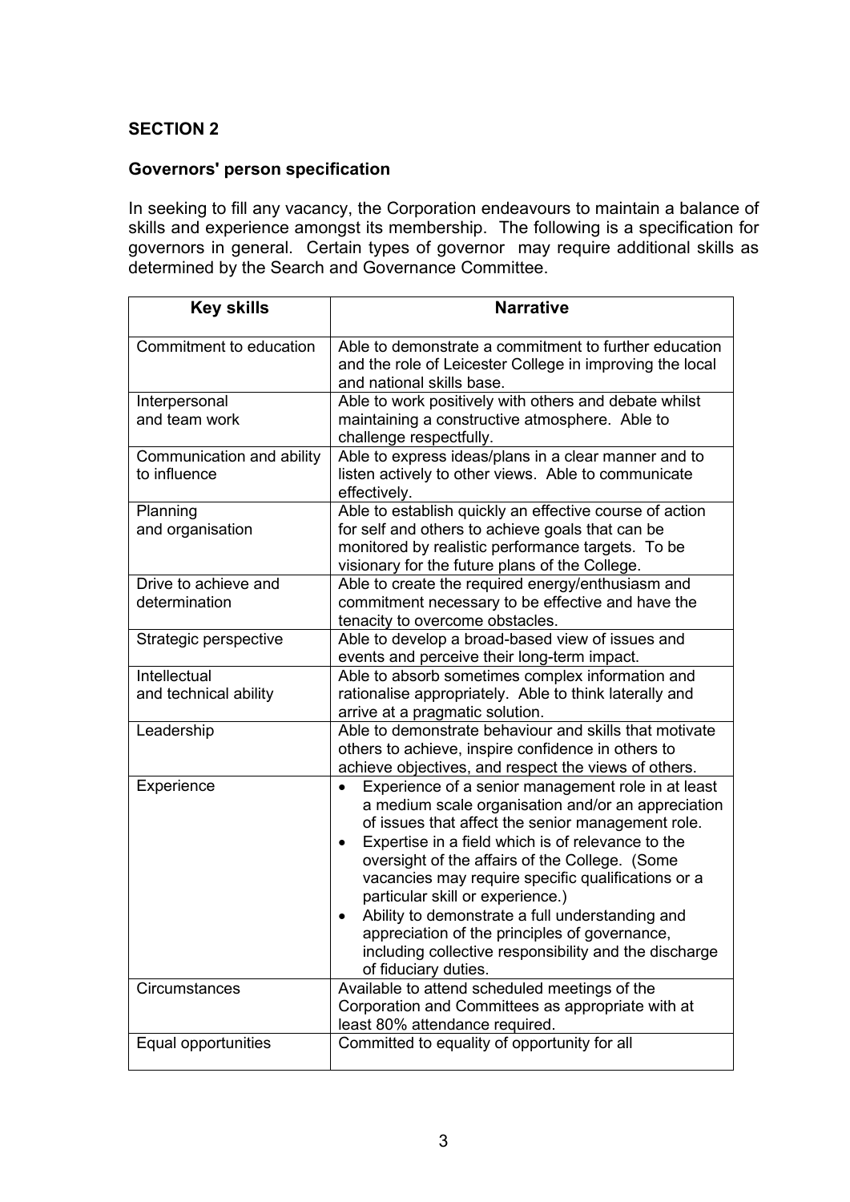## SECTION 2

### Governors' person specification

In seeking to fill any vacancy, the Corporation endeavours to maintain a balance of skills and experience amongst its membership. The following is a specification for governors in general. Certain types of governor may require additional skills as determined by the Search and Governance Committee.

| Key skills | Narrative |
|---|---|
| Commitment to education | Able to demonstrate a commitment to further education and the role of Leicester College in improving the local and national skills base. |
| Interpersonal and team work | Able to work positively with others and debate whilst maintaining a constructive atmosphere. Able to challenge respectfully. |
| Communication and ability to influence | Able to express ideas/plans in a clear manner and to listen actively to other views. Able to communicate effectively. |
| Planning and organisation | Able to establish quickly an effective course of action for self and others to achieve goals that can be monitored by realistic performance targets. To be visionary for the future plans of the College. |
| Drive to achieve and determination | Able to create the required energy/enthusiasm and commitment necessary to be effective and have the tenacity to overcome obstacles. |
| Strategic perspective | Able to develop a broad-based view of issues and events and perceive their long-term impact. |
| Intellectual and technical ability | Able to absorb sometimes complex information and rationalise appropriately. Able to think laterally and arrive at a pragmatic solution. |
| Leadership | Able to demonstrate behaviour and skills that motivate others to achieve, inspire confidence in others to achieve objectives, and respect the views of others. |
| Experience | • Experience of a senior management role in at least a medium scale organisation and/or an appreciation of issues that affect the senior management role.<br>• Expertise in a field which is of relevance to the oversight of the affairs of the College. (Some vacancies may require specific qualifications or a particular skill or experience.)<br>• Ability to demonstrate a full understanding and appreciation of the principles of governance, including collective responsibility and the discharge of fiduciary duties. |
| Circumstances | Available to attend scheduled meetings of the Corporation and Committees as appropriate with at least 80% attendance required. |
| Equal opportunities | Committed to equality of opportunity for all |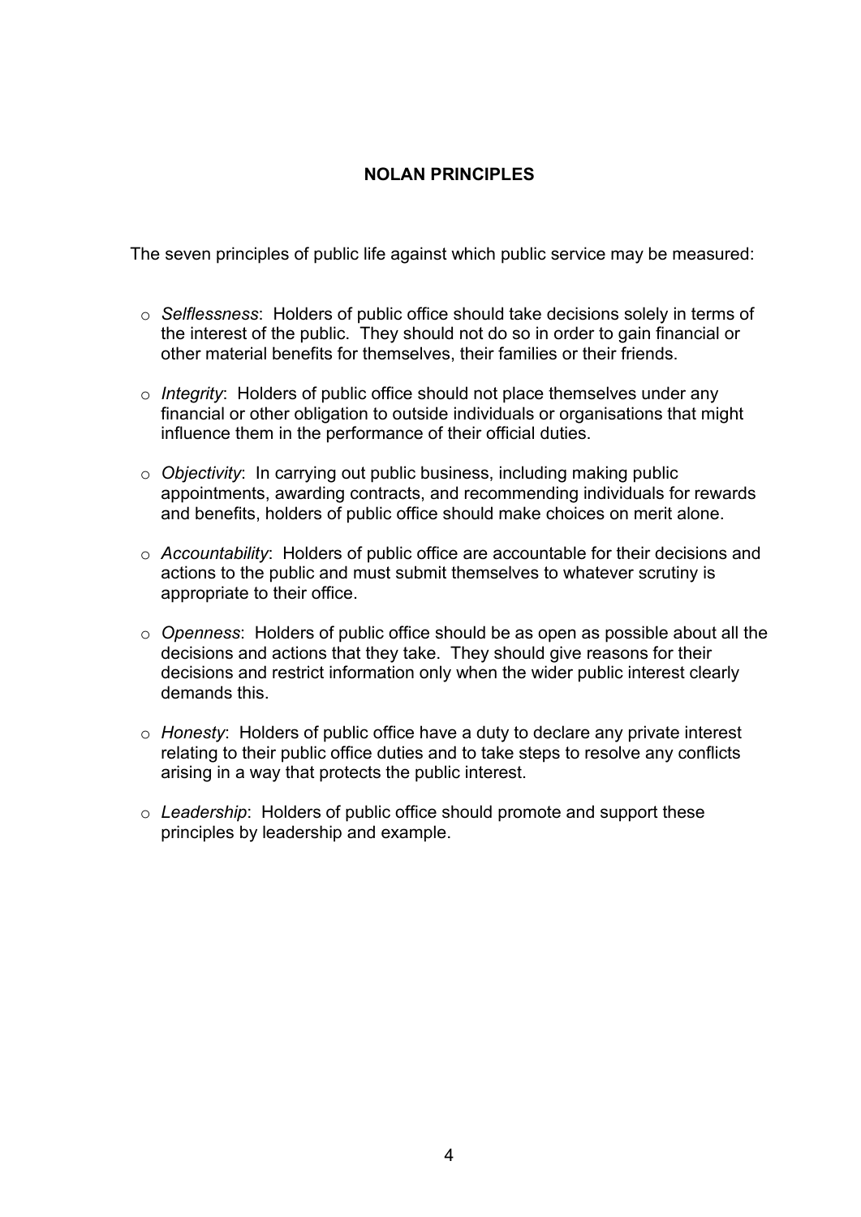## NOLAN PRINCIPLES

The seven principles of public life against which public service may be measured:

- *Selflessness*: Holders of public office should take decisions solely in terms of the interest of the public. They should not do so in order to gain financial or other material benefits for themselves, their families or their friends.
- *Integrity*: Holders of public office should not place themselves under any financial or other obligation to outside individuals or organisations that might influence them in the performance of their official duties.
- *Objectivity*: In carrying out public business, including making public appointments, awarding contracts, and recommending individuals for rewards and benefits, holders of public office should make choices on merit alone.
- *Accountability*: Holders of public office are accountable for their decisions and actions to the public and must submit themselves to whatever scrutiny is appropriate to their office.
- *Openness*: Holders of public office should be as open as possible about all the decisions and actions that they take. They should give reasons for their decisions and restrict information only when the wider public interest clearly demands this.
- *Honesty*: Holders of public office have a duty to declare any private interest relating to their public office duties and to take steps to resolve any conflicts arising in a way that protects the public interest.
- *Leadership*: Holders of public office should promote and support these principles by leadership and example.